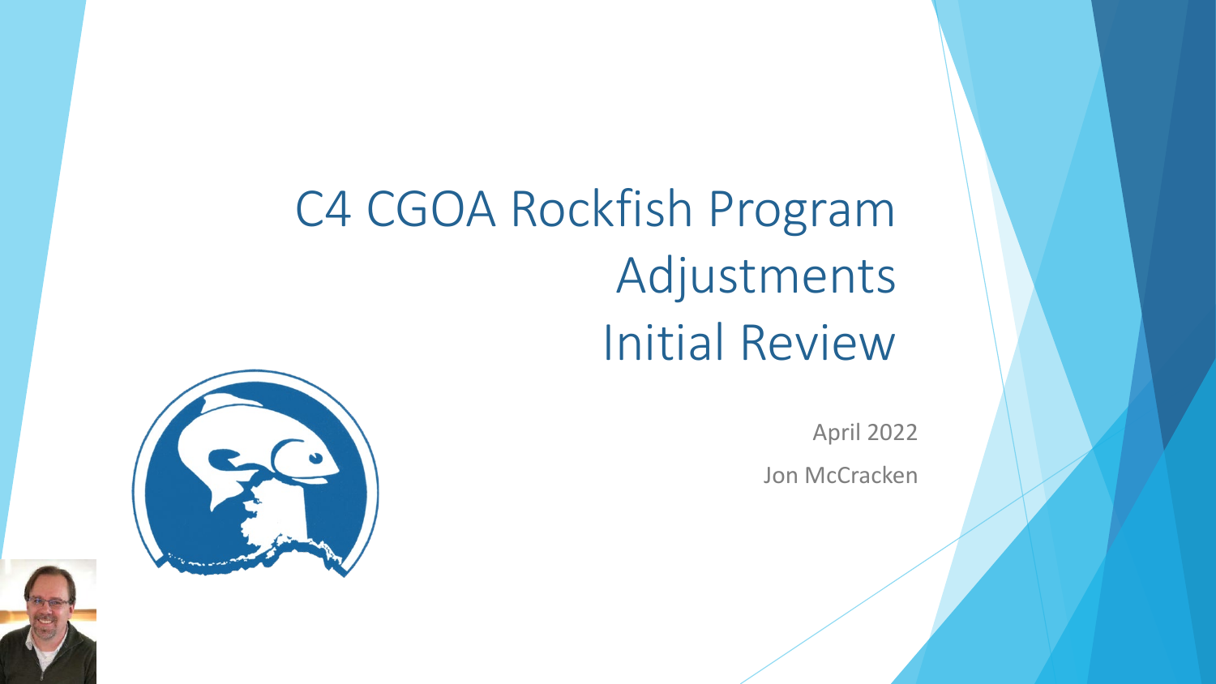# C4 CGOA Rockfish Program Adjustments Initial Review

April 2022

Jon McCracken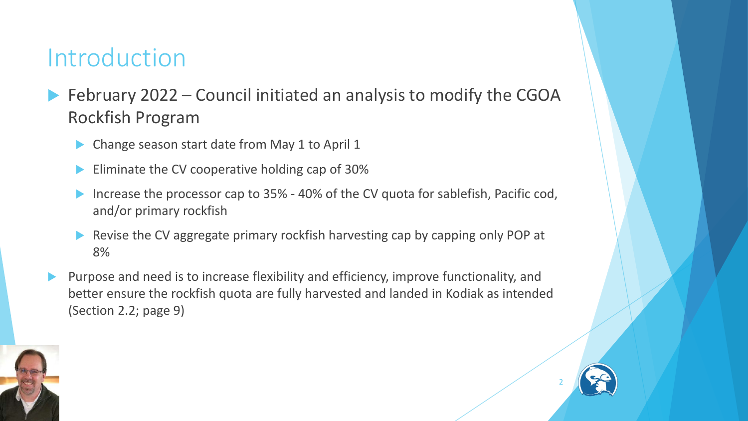# Introduction

- February 2022 – Council initiated an analysis to modify the CGOA Rockfish Program
  - Change season start date from May 1 to April 1
  - Eliminate the CV cooperative holding cap of 30%
  - Increase the processor cap to 35% - 40% of the CV quota for sablefish, Pacific cod, and/or primary rockfish
  - Revise the CV aggregate primary rockfish harvesting cap by capping only POP at 8%
- Purpose and need is to increase flexibility and efficiency, improve functionality, and better ensure the rockfish quota are fully harvested and landed in Kodiak as intended (Section 2.2; page 9)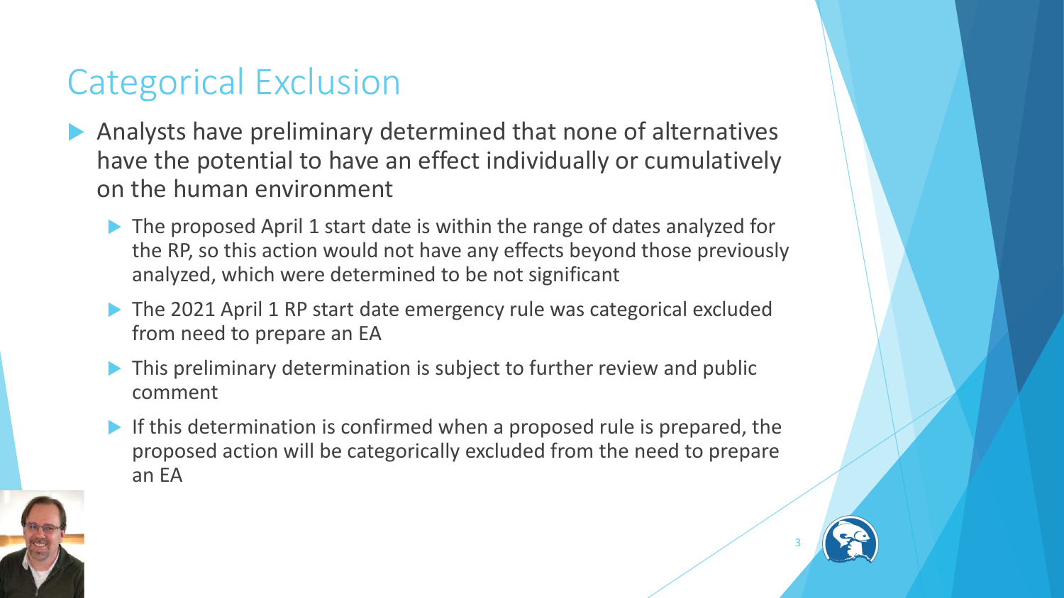# Categorical Exclusion

- Analysts have preliminary determined that none of alternatives have the potential to have an effect individually or cumulatively on the human environment
  - The proposed April 1 start date is within the range of dates analyzed for the RP, so this action would not have any effects beyond those previously analyzed, which were determined to be not significant
  - The 2021 April 1 RP start date emergency rule was categorical excluded from need to prepare an EA
  - This preliminary determination is subject to further review and public comment
  - If this determination is confirmed when a proposed rule is prepared, the proposed action will be categorically excluded from the need to prepare an EA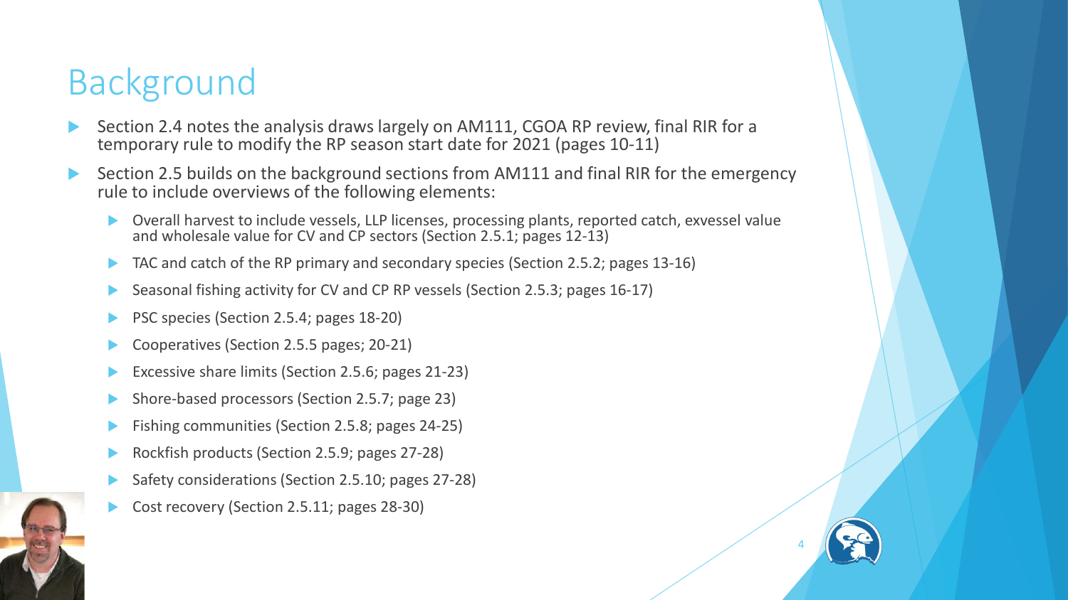# Background

- Section 2.4 notes the analysis draws largely on AM111, CGOA RP review, final RIR for a temporary rule to modify the RP season start date for 2021 (pages 10-11)
- Section 2.5 builds on the background sections from AM111 and final RIR for the emergency rule to include overviews of the following elements:
  - Overall harvest to include vessels, LLP licenses, processing plants, reported catch, exvessel value and wholesale value for CV and CP sectors (Section 2.5.1; pages 12-13)
  - TAC and catch of the RP primary and secondary species (Section 2.5.2; pages 13-16)
  - Seasonal fishing activity for CV and CP RP vessels (Section 2.5.3; pages 16-17)
  - PSC species (Section 2.5.4; pages 18-20)
  - Cooperatives (Section 2.5.5 pages; 20-21)
  - Excessive share limits (Section 2.5.6; pages 21-23)
  - Shore-based processors (Section 2.5.7; page 23)
  - Fishing communities (Section 2.5.8; pages 24-25)
  - Rockfish products (Section 2.5.9; pages 27-28)
  - Safety considerations (Section 2.5.10; pages 27-28)
  - Cost recovery (Section 2.5.11; pages 28-30)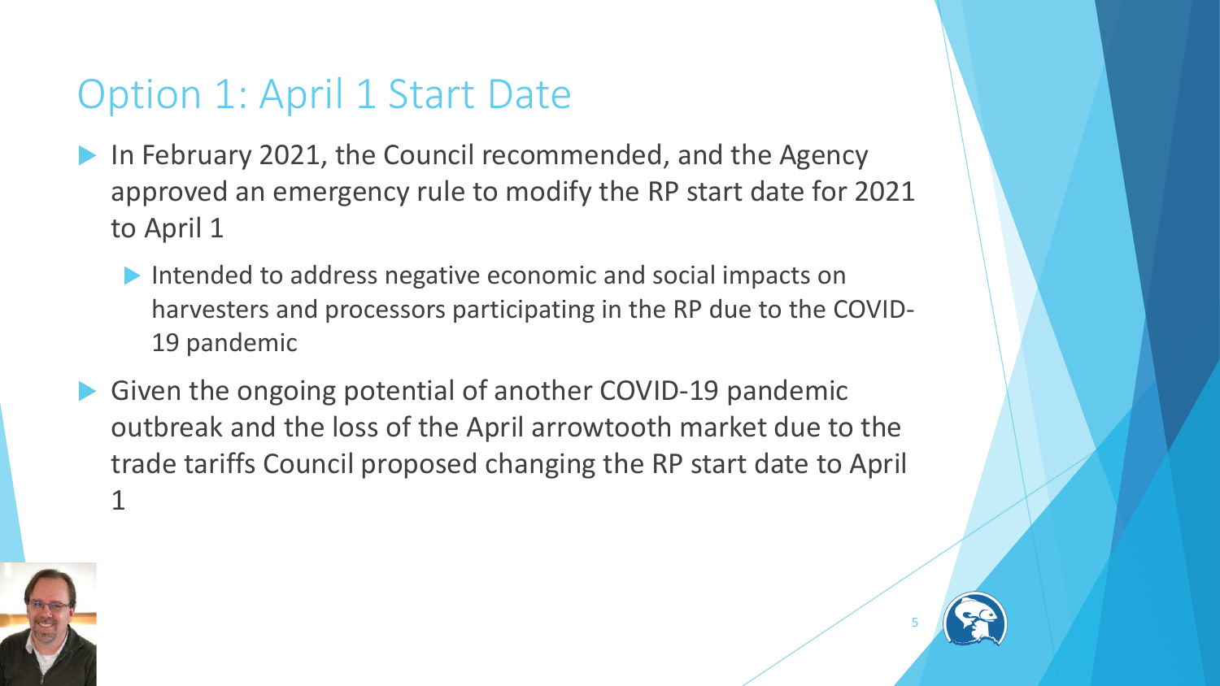# Option 1: April 1 Start Date

- In February 2021, the Council recommended, and the Agency approved an emergency rule to modify the RP start date for 2021 to April 1
  - Intended to address negative economic and social impacts on harvesters and processors participating in the RP due to the COVID-19 pandemic
- Given the ongoing potential of another COVID-19 pandemic outbreak and the loss of the April arrowtooth market due to the trade tariffs Council proposed changing the RP start date to April 1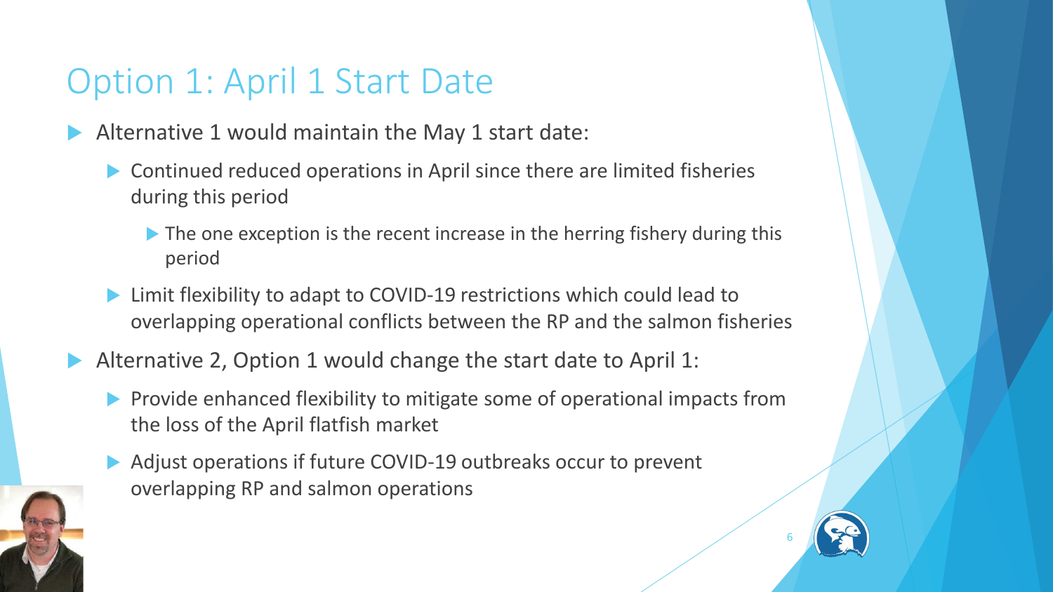# Option 1: April 1 Start Date

- Alternative 1 would maintain the May 1 start date:
  - Continued reduced operations in April since there are limited fisheries during this period
    - The one exception is the recent increase in the herring fishery during this period
  - Limit flexibility to adapt to COVID-19 restrictions which could lead to overlapping operational conflicts between the RP and the salmon fisheries
- Alternative 2, Option 1 would change the start date to April 1:
  - Provide enhanced flexibility to mitigate some of operational impacts from the loss of the April flatfish market
  - Adjust operations if future COVID-19 outbreaks occur to prevent overlapping RP and salmon operations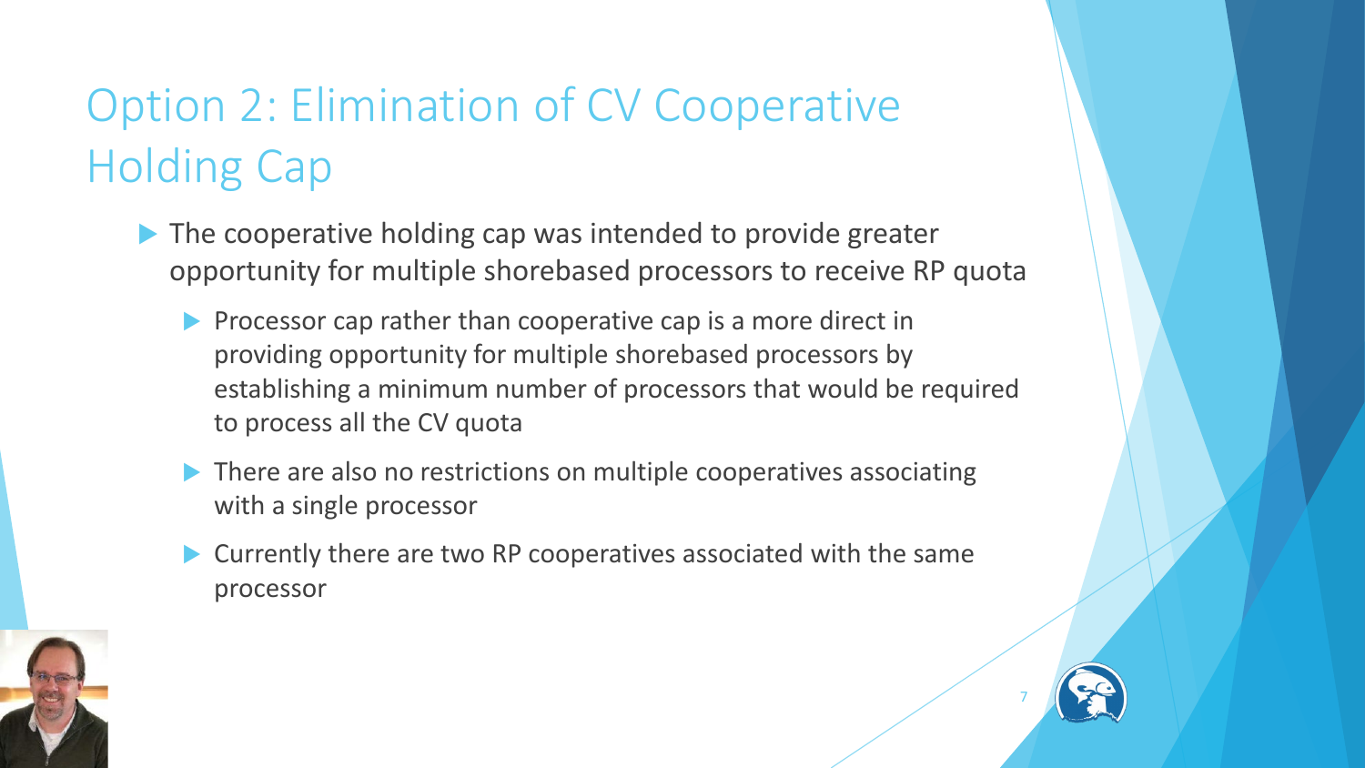# Option 2: Elimination of CV Cooperative Holding Cap

- The cooperative holding cap was intended to provide greater opportunity for multiple shorebased processors to receive RP quota
  - Processor cap rather than cooperative cap is a more direct in providing opportunity for multiple shorebased processors by establishing a minimum number of processors that would be required to process all the CV quota
  - There are also no restrictions on multiple cooperatives associating with a single processor
  - Currently there are two RP cooperatives associated with the same processor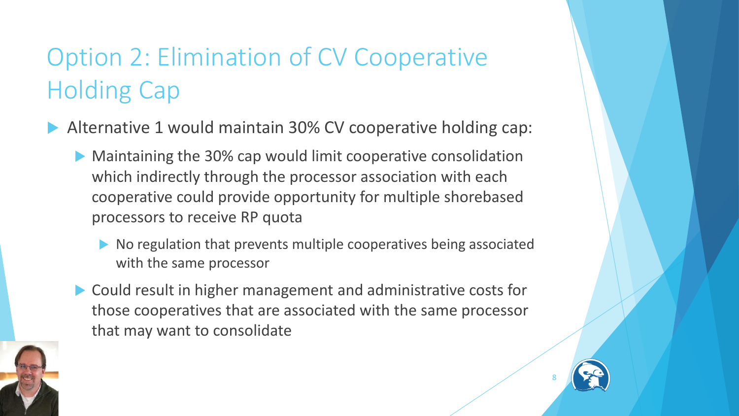# Option 2: Elimination of CV Cooperative Holding Cap

- Alternative 1 would maintain 30% CV cooperative holding cap:
  - Maintaining the 30% cap would limit cooperative consolidation which indirectly through the processor association with each cooperative could provide opportunity for multiple shorebased processors to receive RP quota
    - No regulation that prevents multiple cooperatives being associated with the same processor
  - Could result in higher management and administrative costs for those cooperatives that are associated with the same processor that may want to consolidate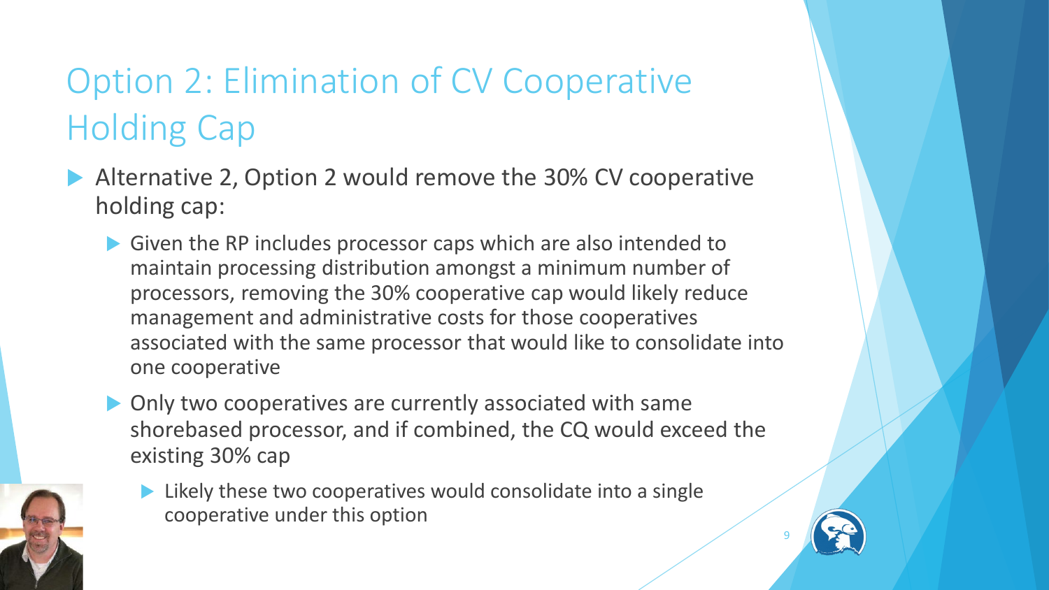# Option 2: Elimination of CV Cooperative Holding Cap

- Alternative 2, Option 2 would remove the 30% CV cooperative holding cap:
  - Given the RP includes processor caps which are also intended to maintain processing distribution amongst a minimum number of processors, removing the 30% cooperative cap would likely reduce management and administrative costs for those cooperatives associated with the same processor that would like to consolidate into one cooperative
  - Only two cooperatives are currently associated with same shorebased processor, and if combined, the CQ would exceed the existing 30% cap
    - Likely these two cooperatives would consolidate into a single cooperative under this option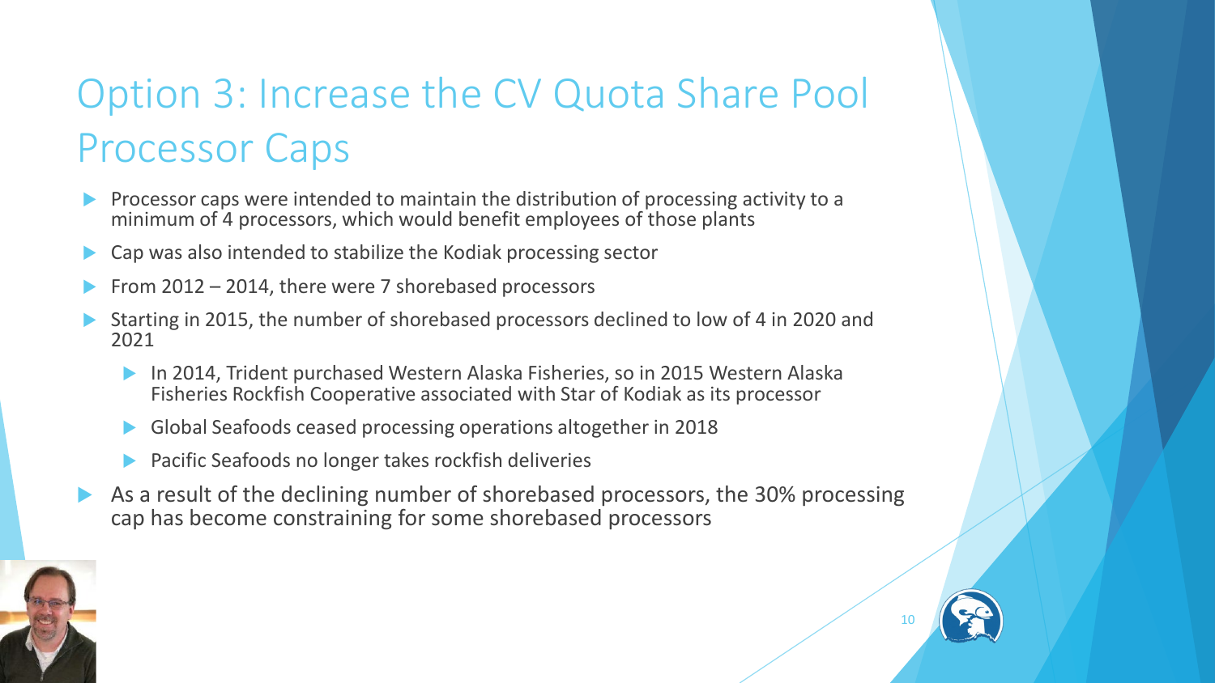# Option 3: Increase the CV Quota Share Pool Processor Caps

- Processor caps were intended to maintain the distribution of processing activity to a minimum of 4 processors, which would benefit employees of those plants
- Cap was also intended to stabilize the Kodiak processing sector
- From 2012 – 2014, there were 7 shorebased processors
- Starting in 2015, the number of shorebased processors declined to low of 4 in 2020 and 2021
  - In 2014, Trident purchased Western Alaska Fisheries, so in 2015 Western Alaska Fisheries Rockfish Cooperative associated with Star of Kodiak as its processor
  - Global Seafoods ceased processing operations altogether in 2018
  - Pacific Seafoods no longer takes rockfish deliveries
- As a result of the declining number of shorebased processors, the 30% processing cap has become constraining for some shorebased processors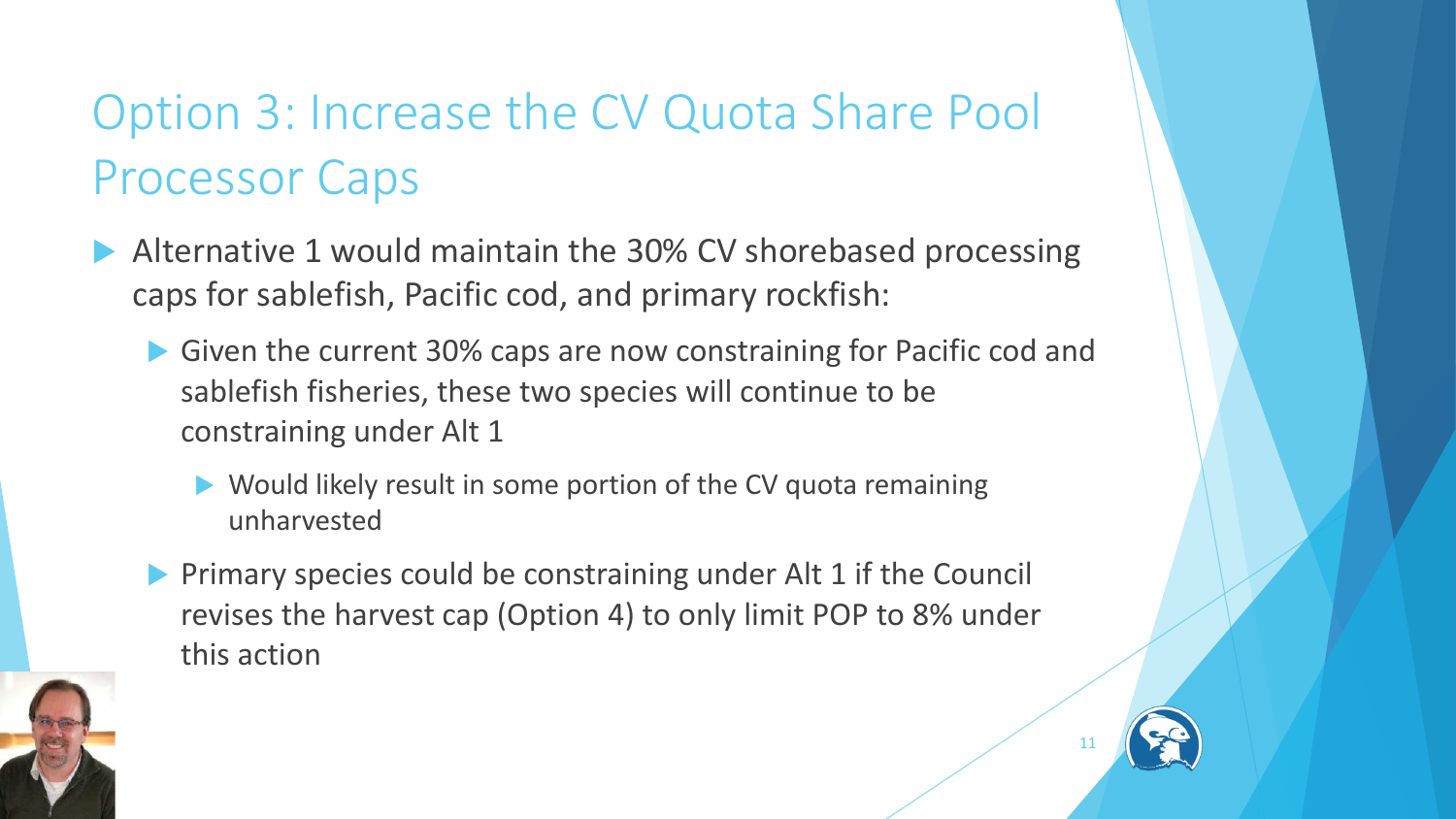# Option 3: Increase the CV Quota Share Pool Processor Caps

- Alternative 1 would maintain the 30% CV shorebased processing caps for sablefish, Pacific cod, and primary rockfish:
  - Given the current 30% caps are now constraining for Pacific cod and sablefish fisheries, these two species will continue to be constraining under Alt 1
    - Would likely result in some portion of the CV quota remaining unharvested
  - Primary species could be constraining under Alt 1 if the Council revises the harvest cap (Option 4) to only limit POP to 8% under this action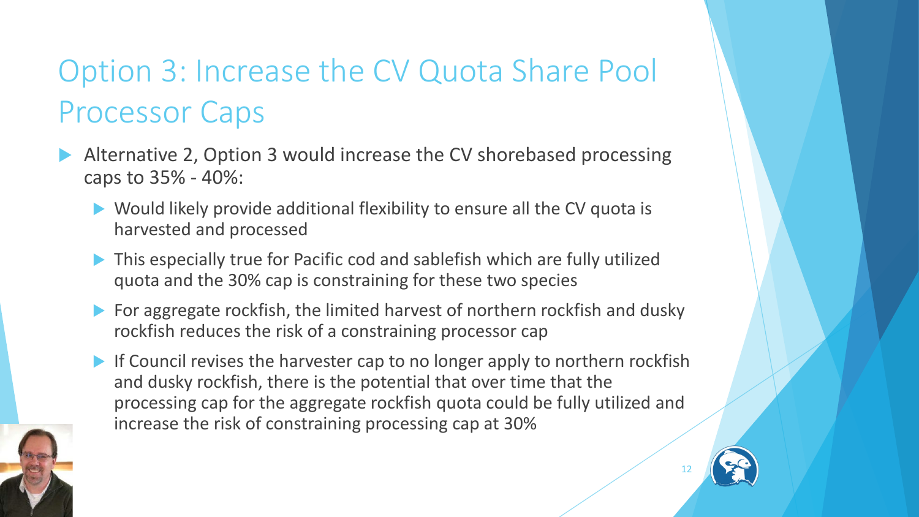# Option 3: Increase the CV Quota Share Pool Processor Caps

- Alternative 2, Option 3 would increase the CV shorebased processing caps to 35% - 40%:
  - Would likely provide additional flexibility to ensure all the CV quota is harvested and processed
  - This especially true for Pacific cod and sablefish which are fully utilized quota and the 30% cap is constraining for these two species
  - For aggregate rockfish, the limited harvest of northern rockfish and dusky rockfish reduces the risk of a constraining processor cap
  - If Council revises the harvester cap to no longer apply to northern rockfish and dusky rockfish, there is the potential that over time that the processing cap for the aggregate rockfish quota could be fully utilized and increase the risk of constraining processing cap at 30%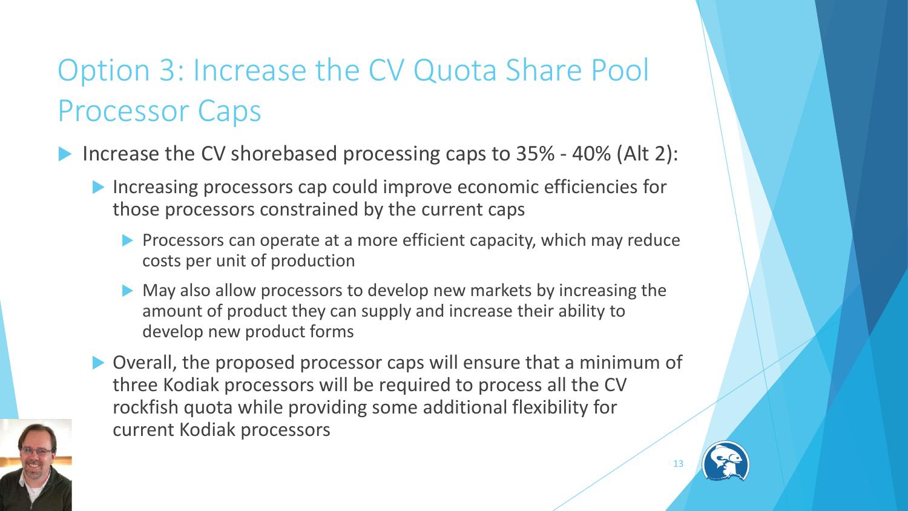# Option 3: Increase the CV Quota Share Pool Processor Caps

- Increase the CV shorebased processing caps to 35% - 40% (Alt 2):
  - Increasing processors cap could improve economic efficiencies for those processors constrained by the current caps
    - Processors can operate at a more efficient capacity, which may reduce costs per unit of production
    - May also allow processors to develop new markets by increasing the amount of product they can supply and increase their ability to develop new product forms
  - Overall, the proposed processor caps will ensure that a minimum of three Kodiak processors will be required to process all the CV rockfish quota while providing some additional flexibility for current Kodiak processors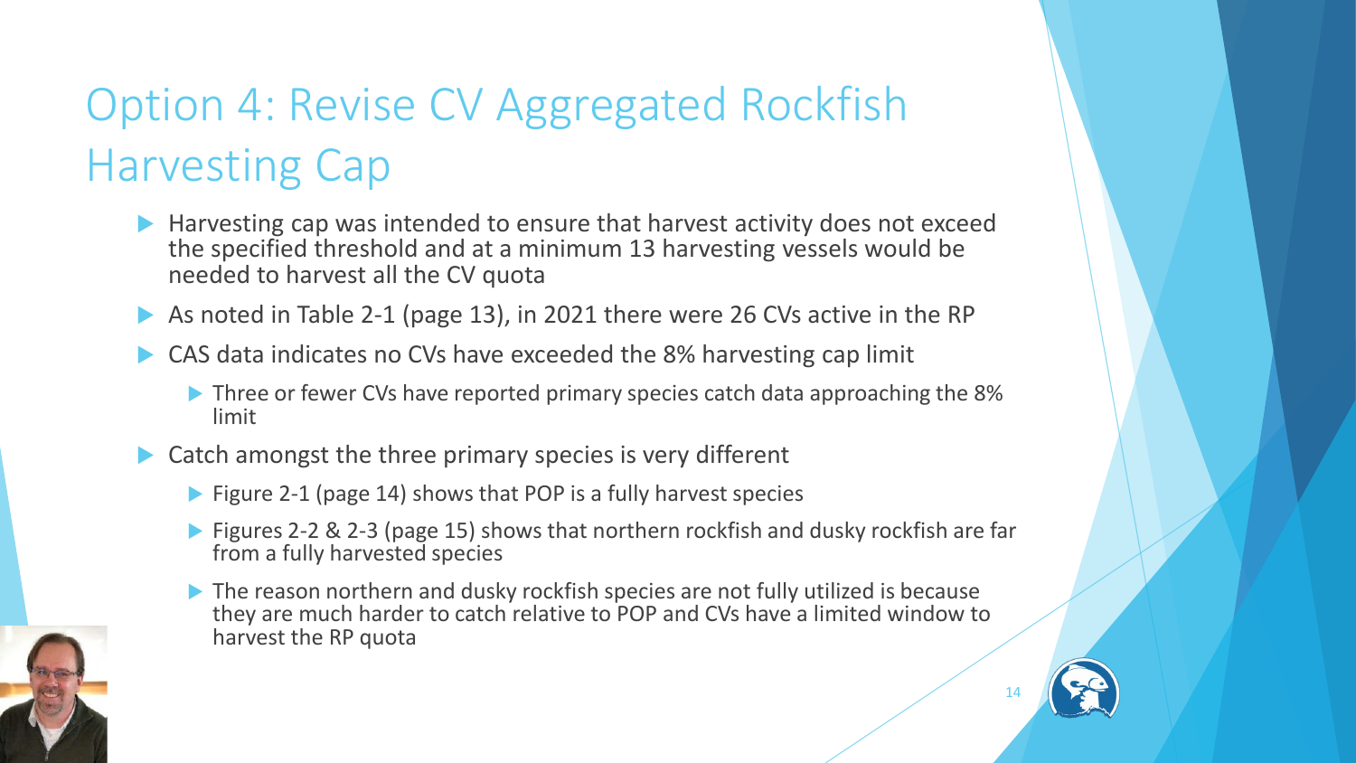# Option 4: Revise CV Aggregated Rockfish Harvesting Cap

- Harvesting cap was intended to ensure that harvest activity does not exceed the specified threshold and at a minimum 13 harvesting vessels would be needed to harvest all the CV quota
- As noted in Table 2-1 (page 13), in 2021 there were 26 CVs active in the RP
- CAS data indicates no CVs have exceeded the 8% harvesting cap limit
  - Three or fewer CVs have reported primary species catch data approaching the 8% limit
- Catch amongst the three primary species is very different
  - Figure 2-1 (page 14) shows that POP is a fully harvest species
  - Figures 2-2 & 2-3 (page 15) shows that northern rockfish and dusky rockfish are far from a fully harvested species
  - The reason northern and dusky rockfish species are not fully utilized is because they are much harder to catch relative to POP and CVs have a limited window to harvest the RP quota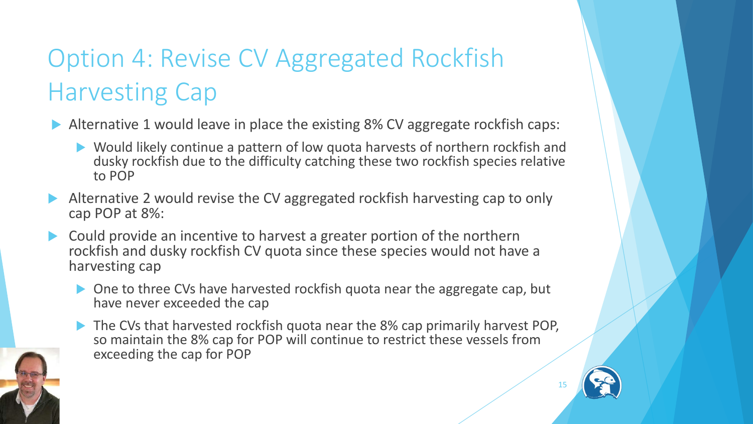# Option 4: Revise CV Aggregated Rockfish Harvesting Cap

- Alternative 1 would leave in place the existing 8% CV aggregate rockfish caps:
  - Would likely continue a pattern of low quota harvests of northern rockfish and dusky rockfish due to the difficulty catching these two rockfish species relative to POP
- Alternative 2 would revise the CV aggregated rockfish harvesting cap to only cap POP at 8%:
- Could provide an incentive to harvest a greater portion of the northern rockfish and dusky rockfish CV quota since these species would not have a harvesting cap
  - One to three CVs have harvested rockfish quota near the aggregate cap, but have never exceeded the cap
  - The CVs that harvested rockfish quota near the 8% cap primarily harvest POP, so maintain the 8% cap for POP will continue to restrict these vessels from exceeding the cap for POP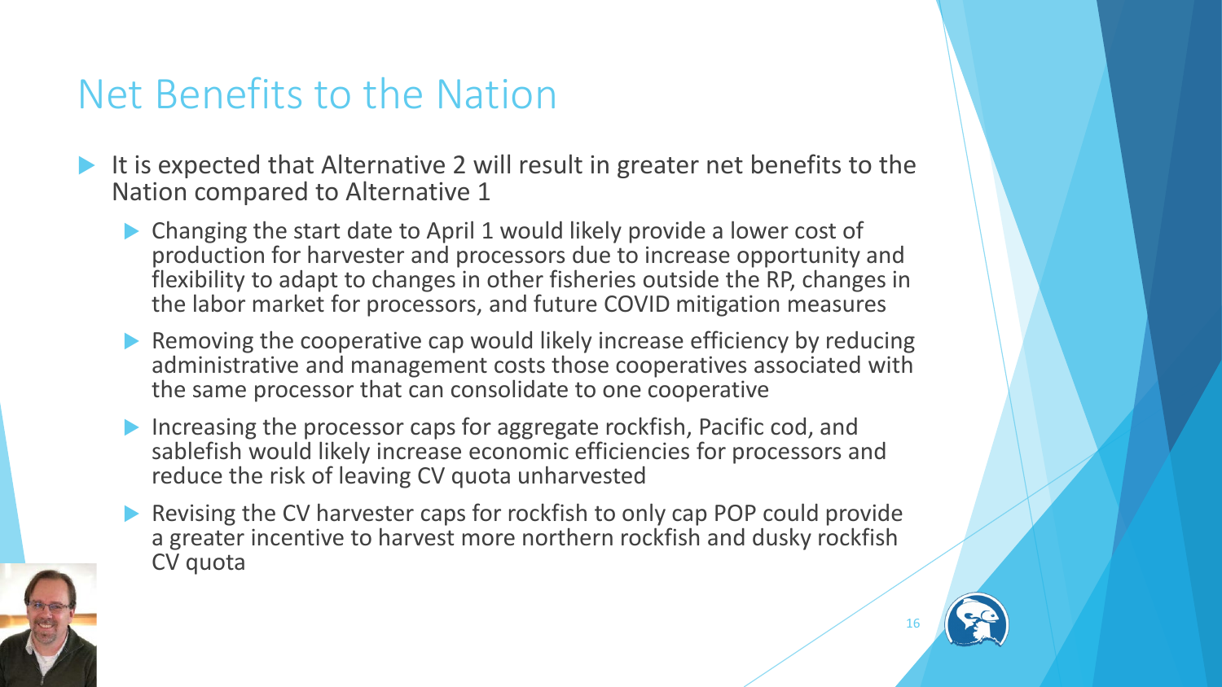# Net Benefits to the Nation

- It is expected that Alternative 2 will result in greater net benefits to the Nation compared to Alternative 1
  - Changing the start date to April 1 would likely provide a lower cost of production for harvester and processors due to increase opportunity and flexibility to adapt to changes in other fisheries outside the RP, changes in the labor market for processors, and future COVID mitigation measures
  - Removing the cooperative cap would likely increase efficiency by reducing administrative and management costs those cooperatives associated with the same processor that can consolidate to one cooperative
  - Increasing the processor caps for aggregate rockfish, Pacific cod, and sablefish would likely increase economic efficiencies for processors and reduce the risk of leaving CV quota unharvested
  - Revising the CV harvester caps for rockfish to only cap POP could provide a greater incentive to harvest more northern rockfish and dusky rockfish CV quota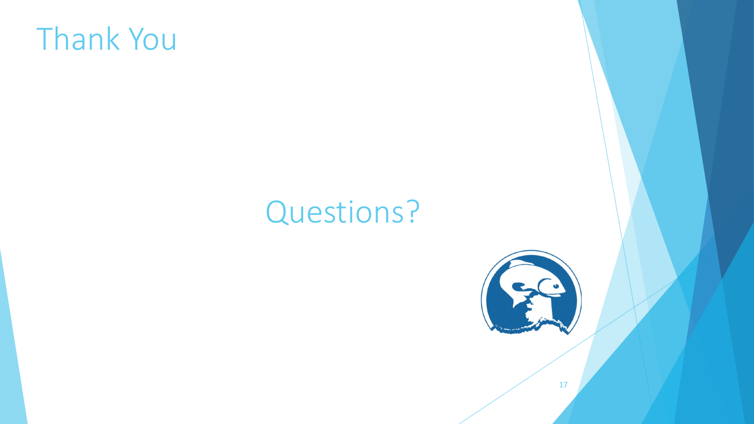# Thank You

Questions?